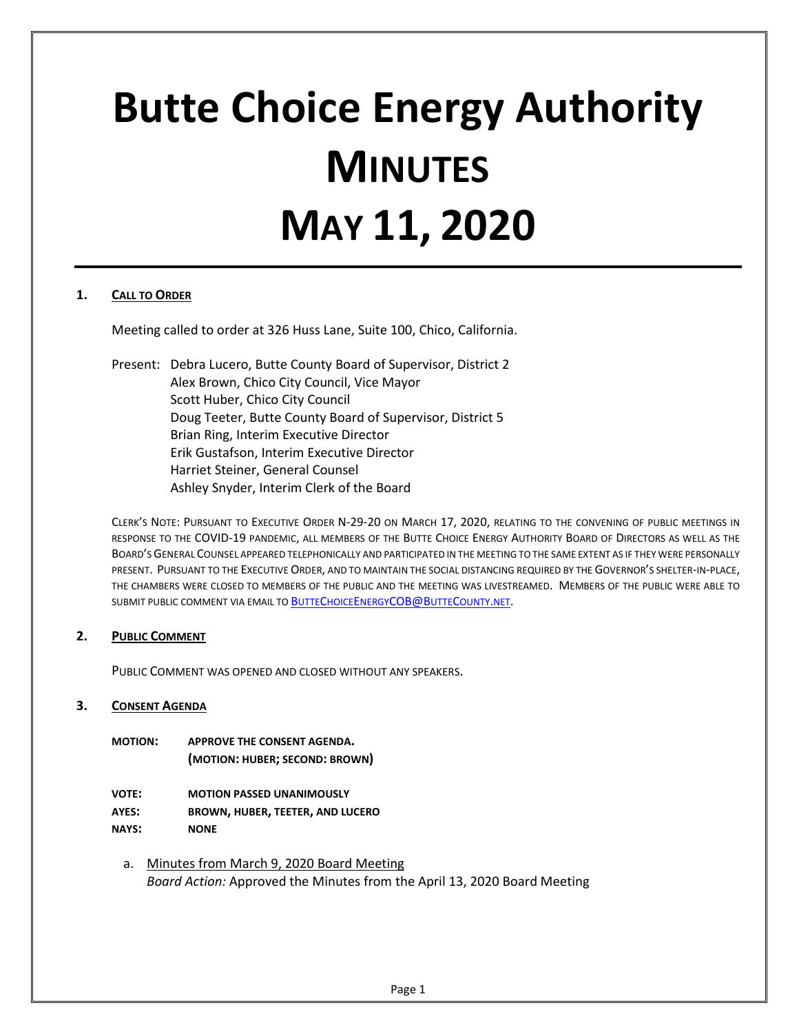# Butte Choice Energy Authority
# MINUTES
# MAY 11, 2020

## 1. CALL TO ORDER

Meeting called to order at 326 Huss Lane, Suite 100, Chico, California.

Present: Debra Lucero, Butte County Board of Supervisor, District 2
Alex Brown, Chico City Council, Vice Mayor
Scott Huber, Chico City Council
Doug Teeter, Butte County Board of Supervisor, District 5
Brian Ring, Interim Executive Director
Erik Gustafson, Interim Executive Director
Harriet Steiner, General Counsel
Ashley Snyder, Interim Clerk of the Board

CLERK'S NOTE: PURSUANT TO EXECUTIVE ORDER N-29-20 ON MARCH 17, 2020, RELATING TO THE CONVENING OF PUBLIC MEETINGS IN RESPONSE TO THE COVID-19 PANDEMIC, ALL MEMBERS OF THE BUTTE CHOICE ENERGY AUTHORITY BOARD OF DIRECTORS AS WELL AS THE BOARD'S GENERAL COUNSEL APPEARED TELEPHONICALLY AND PARTICIPATED IN THE MEETING TO THE SAME EXTENT AS IF THEY WERE PERSONALLY PRESENT. PURSUANT TO THE EXECUTIVE ORDER, AND TO MAINTAIN THE SOCIAL DISTANCING REQUIRED BY THE GOVERNOR'S SHELTER-IN-PLACE, THE CHAMBERS WERE CLOSED TO MEMBERS OF THE PUBLIC AND THE MEETING WAS LIVESTREAMED. MEMBERS OF THE PUBLIC WERE ABLE TO SUBMIT PUBLIC COMMENT VIA EMAIL TO BUTTECHOICEENERGYCOB@BUTTECOUNTY.NET.

## 2. PUBLIC COMMENT

PUBLIC COMMENT WAS OPENED AND CLOSED WITHOUT ANY SPEAKERS.

## 3. CONSENT AGENDA

**MOTION:** **APPROVE THE CONSENT AGENDA.**
**(MOTION: HUBER; SECOND: BROWN)**

**VOTE:** **MOTION PASSED UNANIMOUSLY**
**AYES:** **BROWN, HUBER, TEETER, AND LUCERO**
**NAYS:** **NONE**

a. Minutes from March 9, 2020 Board Meeting
*Board Action:* Approved the Minutes from the April 13, 2020 Board Meeting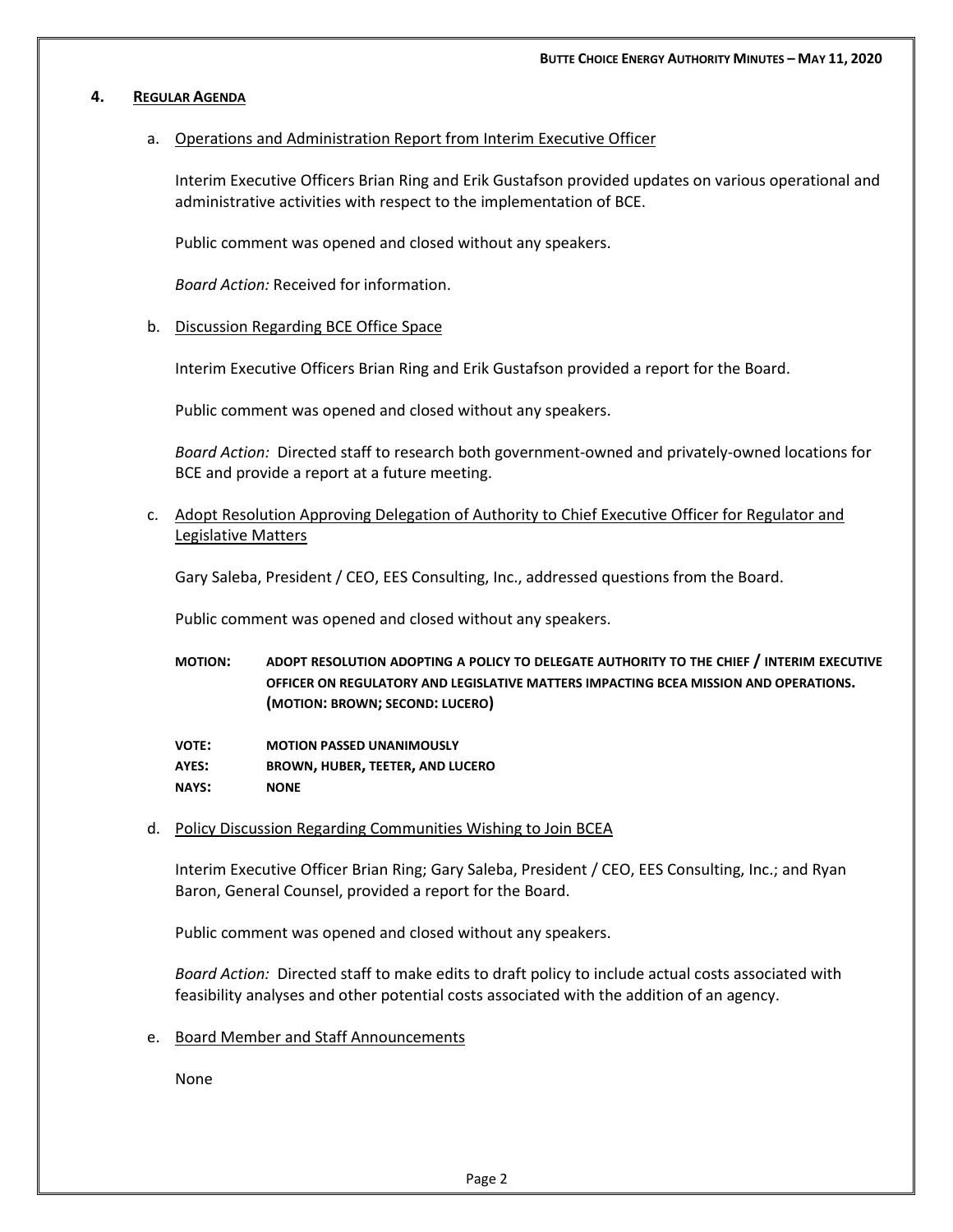## 4. Regular Agenda

a. Operations and Administration Report from Interim Executive Officer

Interim Executive Officers Brian Ring and Erik Gustafson provided updates on various operational and administrative activities with respect to the implementation of BCE.

Public comment was opened and closed without any speakers.

*Board Action:* Received for information.

b. Discussion Regarding BCE Office Space

Interim Executive Officers Brian Ring and Erik Gustafson provided a report for the Board.

Public comment was opened and closed without any speakers.

*Board Action:* Directed staff to research both government-owned and privately-owned locations for BCE and provide a report at a future meeting.

c. Adopt Resolution Approving Delegation of Authority to Chief Executive Officer for Regulator and Legislative Matters

Gary Saleba, President / CEO, EES Consulting, Inc., addressed questions from the Board.

Public comment was opened and closed without any speakers.

**MOTION: ADOPT RESOLUTION ADOPTING A POLICY TO DELEGATE AUTHORITY TO THE CHIEF / INTERIM EXECUTIVE OFFICER ON REGULATORY AND LEGISLATIVE MATTERS IMPACTING BCEA MISSION AND OPERATIONS. (MOTION: BROWN; SECOND: LUCERO)**

**VOTE: MOTION PASSED UNANIMOUSLY**
**AYES: BROWN, HUBER, TEETER, AND LUCERO**
**NAYS: NONE**

d. Policy Discussion Regarding Communities Wishing to Join BCEA

Interim Executive Officer Brian Ring; Gary Saleba, President / CEO, EES Consulting, Inc.; and Ryan Baron, General Counsel, provided a report for the Board.

Public comment was opened and closed without any speakers.

*Board Action:* Directed staff to make edits to draft policy to include actual costs associated with feasibility analyses and other potential costs associated with the addition of an agency.

e. Board Member and Staff Announcements

None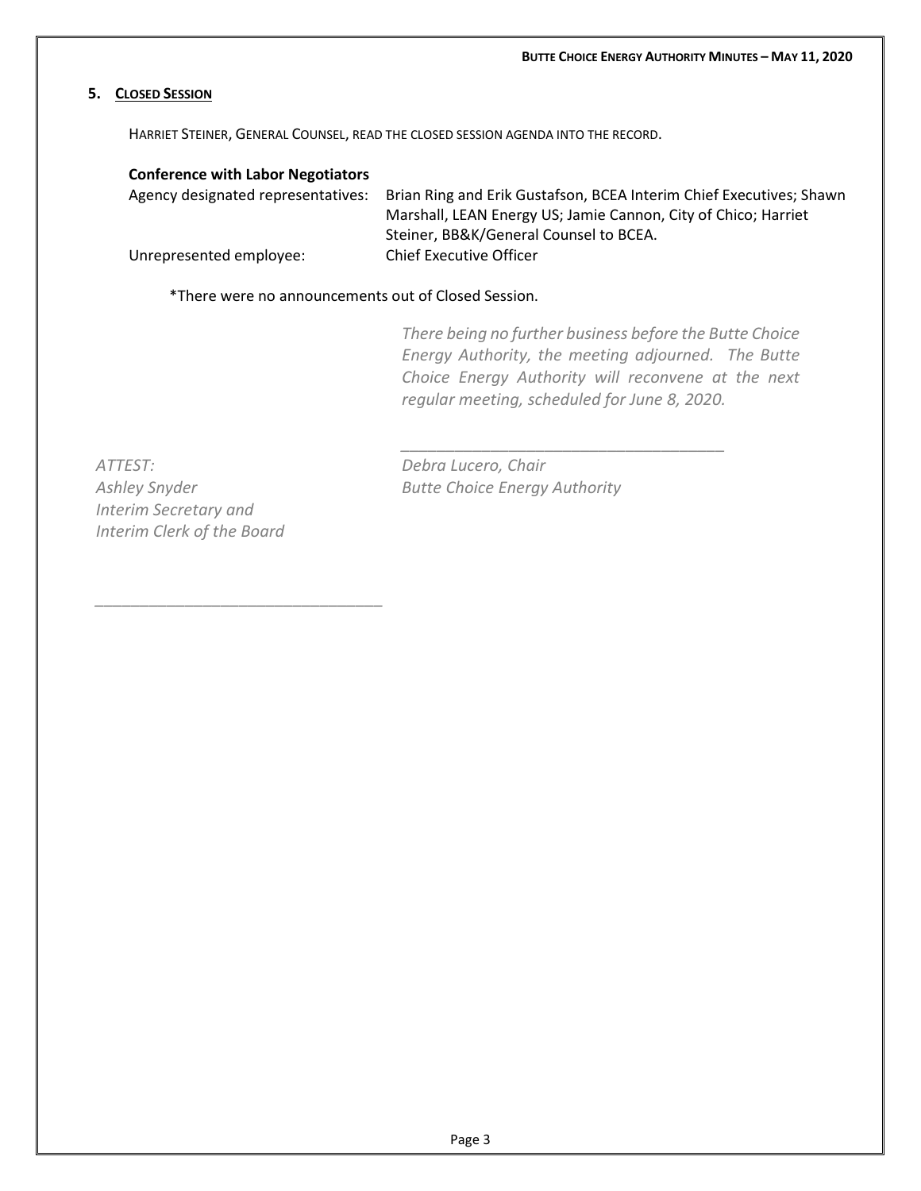## 5. CLOSED SESSION

HARRIET STEINER, GENERAL COUNSEL, READ THE CLOSED SESSION AGENDA INTO THE RECORD.

**Conference with Labor Negotiators**

| | |
|---|---|
| Agency designated representatives: | Brian Ring and Erik Gustafson, BCEA Interim Chief Executives; Shawn Marshall, LEAN Energy US; Jamie Cannon, City of Chico; Harriet Steiner, BB&K/General Counsel to BCEA. |
| Unrepresented employee: | Chief Executive Officer |

*There were no announcements out of Closed Session.

*There being no further business before the Butte Choice Energy Authority, the meeting adjourned. The Butte Choice Energy Authority will reconvene at the next regular meeting, scheduled for June 8, 2020.*

\_\_\_\_\_\_\_\_\_\_\_\_\_\_\_\_\_\_\_\_\_\_\_\_\_\_\_\_\_\_\_\_\_\_\_\_

*Debra Lucero, Chair*
*Butte Choice Energy Authority*

*ATTEST:*
*Ashley Snyder*
*Interim Secretary and*
*Interim Clerk of the Board*

\_\_\_\_\_\_\_\_\_\_\_\_\_\_\_\_\_\_\_\_\_\_\_\_\_\_\_\_\_\_\_\_\_\_\_\_